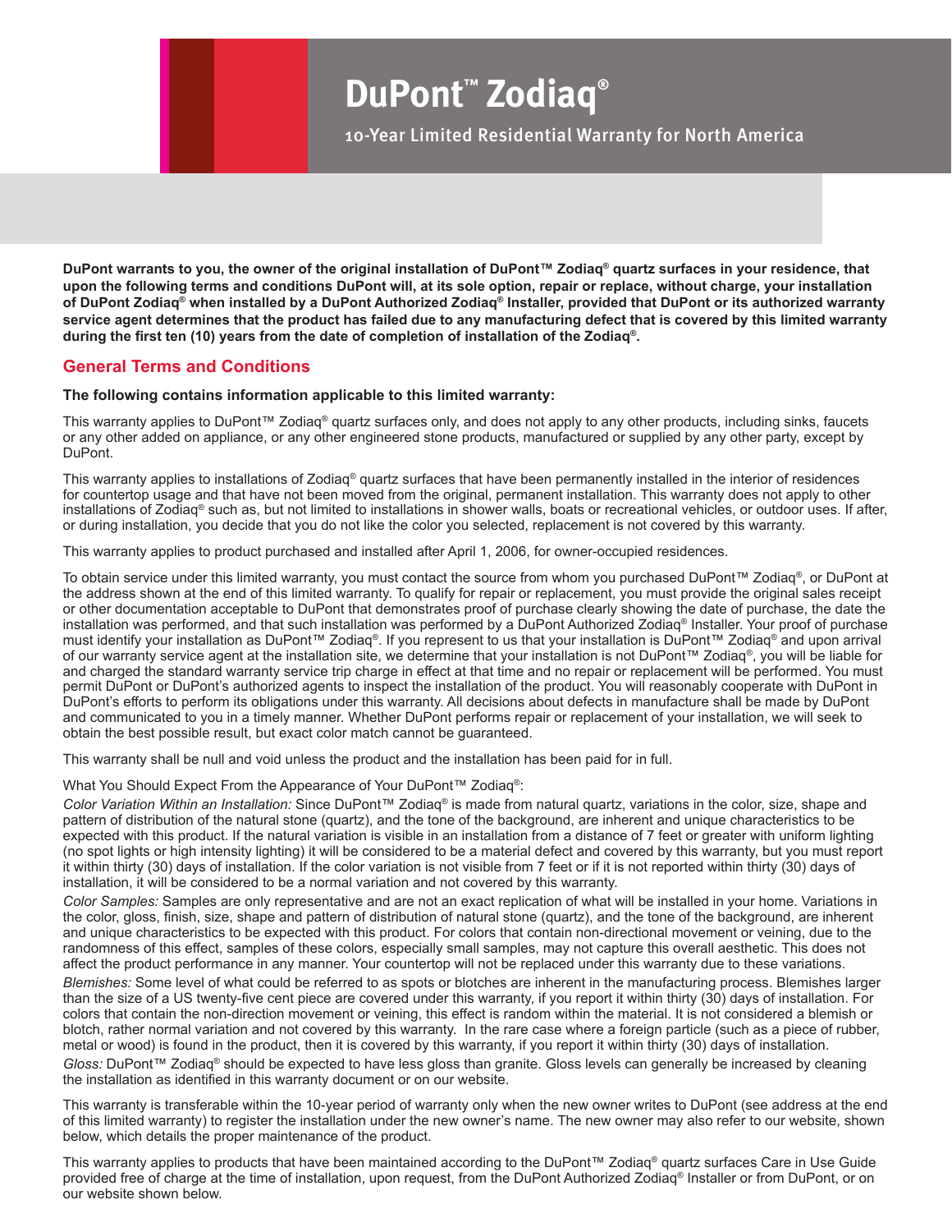# DuPont™ Zodiaq®

10-Year Limited Residential Warranty for North America

**DuPont warrants to you, the owner of the original installation of DuPont™ Zodiaq® quartz surfaces in your residence, that upon the following terms and conditions DuPont will, at its sole option, repair or replace, without charge, your installation of DuPont Zodiaq® when installed by a DuPont Authorized Zodiaq® Installer, provided that DuPont or its authorized warranty service agent determines that the product has failed due to any manufacturing defect that is covered by this limited warranty during the first ten (10) years from the date of completion of installation of the Zodiaq®.**

## General Terms and Conditions

**The following contains information applicable to this limited warranty:**

This warranty applies to DuPont™ Zodiaq® quartz surfaces only, and does not apply to any other products, including sinks, faucets or any other added on appliance, or any other engineered stone products, manufactured or supplied by any other party, except by DuPont.

This warranty applies to installations of Zodiaq® quartz surfaces that have been permanently installed in the interior of residences for countertop usage and that have not been moved from the original, permanent installation. This warranty does not apply to other installations of Zodiaq® such as, but not limited to installations in shower walls, boats or recreational vehicles, or outdoor uses. If after, or during installation, you decide that you do not like the color you selected, replacement is not covered by this warranty.

This warranty applies to product purchased and installed after April 1, 2006, for owner-occupied residences.

To obtain service under this limited warranty, you must contact the source from whom you purchased DuPont™ Zodiaq®, or DuPont at the address shown at the end of this limited warranty. To qualify for repair or replacement, you must provide the original sales receipt or other documentation acceptable to DuPont that demonstrates proof of purchase clearly showing the date of purchase, the date the installation was performed, and that such installation was performed by a DuPont Authorized Zodiaq® Installer. Your proof of purchase must identify your installation as DuPont™ Zodiaq®. If you represent to us that your installation is DuPont™ Zodiaq® and upon arrival of our warranty service agent at the installation site, we determine that your installation is not DuPont™ Zodiaq®, you will be liable for and charged the standard warranty service trip charge in effect at that time and no repair or replacement will be performed. You must permit DuPont or DuPont's authorized agents to inspect the installation of the product. You will reasonably cooperate with DuPont in DuPont's efforts to perform its obligations under this warranty. All decisions about defects in manufacture shall be made by DuPont and communicated to you in a timely manner. Whether DuPont performs repair or replacement of your installation, we will seek to obtain the best possible result, but exact color match cannot be guaranteed.

This warranty shall be null and void unless the product and the installation has been paid for in full.

What You Should Expect From the Appearance of Your DuPont™ Zodiaq®:

*Color Variation Within an Installation:* Since DuPont™ Zodiaq® is made from natural quartz, variations in the color, size, shape and pattern of distribution of the natural stone (quartz), and the tone of the background, are inherent and unique characteristics to be expected with this product. If the natural variation is visible in an installation from a distance of 7 feet or greater with uniform lighting (no spot lights or high intensity lighting) it will be considered to be a material defect and covered by this warranty, but you must report it within thirty (30) days of installation. If the color variation is not visible from 7 feet or if it is not reported within thirty (30) days of installation, it will be considered to be a normal variation and not covered by this warranty.

*Color Samples:* Samples are only representative and are not an exact replication of what will be installed in your home. Variations in the color, gloss, finish, size, shape and pattern of distribution of natural stone (quartz), and the tone of the background, are inherent and unique characteristics to be expected with this product. For colors that contain non-directional movement or veining, due to the randomness of this effect, samples of these colors, especially small samples, may not capture this overall aesthetic. This does not affect the product performance in any manner. Your countertop will not be replaced under this warranty due to these variations.

*Blemishes:* Some level of what could be referred to as spots or blotches are inherent in the manufacturing process. Blemishes larger than the size of a US twenty-five cent piece are covered under this warranty, if you report it within thirty (30) days of installation. For colors that contain the non-direction movement or veining, this effect is random within the material. It is not considered a blemish or blotch, rather normal variation and not covered by this warranty. In the rare case where a foreign particle (such as a piece of rubber, metal or wood) is found in the product, then it is covered by this warranty, if you report it within thirty (30) days of installation.

*Gloss:* DuPont™ Zodiaq® should be expected to have less gloss than granite. Gloss levels can generally be increased by cleaning the installation as identified in this warranty document or on our website.

This warranty is transferable within the 10-year period of warranty only when the new owner writes to DuPont (see address at the end of this limited warranty) to register the installation under the new owner's name. The new owner may also refer to our website, shown below, which details the proper maintenance of the product.

This warranty applies to products that have been maintained according to the DuPont™ Zodiaq® quartz surfaces Care in Use Guide provided free of charge at the time of installation, upon request, from the DuPont Authorized Zodiaq® Installer or from DuPont, or on our website shown below.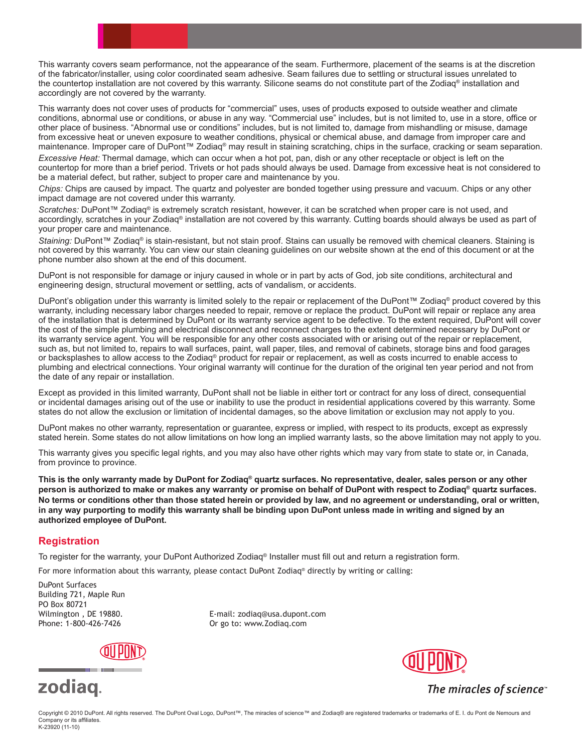This warranty covers seam performance, not the appearance of the seam. Furthermore, placement of the seams is at the discretion of the fabricator/installer, using color coordinated seam adhesive. Seam failures due to settling or structural issues unrelated to the countertop installation are not covered by this warranty. Silicone seams do not constitute part of the Zodiaq® installation and accordingly are not covered by the warranty.

This warranty does not cover uses of products for "commercial" uses, uses of products exposed to outside weather and climate conditions, abnormal use or conditions, or abuse in any way. "Commercial use" includes, but is not limited to, use in a store, office or other place of business. "Abnormal use or conditions" includes, but is not limited to, damage from mishandling or misuse, damage from excessive heat or uneven exposure to weather conditions, physical or chemical abuse, and damage from improper care and maintenance. Improper care of DuPont™ Zodiaq® may result in staining scratching, chips in the surface, cracking or seam separation.

*Excessive Heat:* Thermal damage, which can occur when a hot pot, pan, dish or any other receptacle or object is left on the countertop for more than a brief period. Trivets or hot pads should always be used. Damage from excessive heat is not considered to be a material defect, but rather, subject to proper care and maintenance by you.

*Chips:* Chips are caused by impact. The quartz and polyester are bonded together using pressure and vacuum. Chips or any other impact damage are not covered under this warranty.

*Scratches:* DuPont™ Zodiaq® is extremely scratch resistant, however, it can be scratched when proper care is not used, and accordingly, scratches in your Zodiaq® installation are not covered by this warranty. Cutting boards should always be used as part of your proper care and maintenance.

*Staining:* DuPont™ Zodiaq® is stain-resistant, but not stain proof. Stains can usually be removed with chemical cleaners. Staining is not covered by this warranty. You can view our stain cleaning guidelines on our website shown at the end of this document or at the phone number also shown at the end of this document.

DuPont is not responsible for damage or injury caused in whole or in part by acts of God, job site conditions, architectural and engineering design, structural movement or settling, acts of vandalism, or accidents.

DuPont's obligation under this warranty is limited solely to the repair or replacement of the DuPont™ Zodiaq® product covered by this warranty, including necessary labor charges needed to repair, remove or replace the product. DuPont will repair or replace any area of the installation that is determined by DuPont or its warranty service agent to be defective. To the extent required, DuPont will cover the cost of the simple plumbing and electrical disconnect and reconnect charges to the extent determined necessary by DuPont or its warranty service agent. You will be responsible for any other costs associated with or arising out of the repair or replacement, such as, but not limited to, repairs to wall surfaces, paint, wall paper, tiles, and removal of cabinets, storage bins and food garages or backsplashes to allow access to the Zodiaq® product for repair or replacement, as well as costs incurred to enable access to plumbing and electrical connections. Your original warranty will continue for the duration of the original ten year period and not from the date of any repair or installation.

Except as provided in this limited warranty, DuPont shall not be liable in either tort or contract for any loss of direct, consequential or incidental damages arising out of the use or inability to use the product in residential applications covered by this warranty. Some states do not allow the exclusion or limitation of incidental damages, so the above limitation or exclusion may not apply to you.

DuPont makes no other warranty, representation or guarantee, express or implied, with respect to its products, except as expressly stated herein. Some states do not allow limitations on how long an implied warranty lasts, so the above limitation may not apply to you.

This warranty gives you specific legal rights, and you may also have other rights which may vary from state to state or, in Canada, from province to province.

**This is the only warranty made by DuPont for Zodiaq® quartz surfaces. No representative, dealer, sales person or any other person is authorized to make or makes any warranty or promise on behalf of DuPont with respect to Zodiaq® quartz surfaces. No terms or conditions other than those stated herein or provided by law, and no agreement or understanding, oral or written, in any way purporting to modify this warranty shall be binding upon DuPont unless made in writing and signed by an authorized employee of DuPont.**

## Registration

To register for the warranty, your DuPont Authorized Zodiaq® Installer must fill out and return a registration form.

For more information about this warranty, please contact DuPont Zodiaq® directly by writing or calling:

DuPont Surfaces
Building 721, Maple Run
PO Box 80721
Wilmington , DE 19880.
Phone: 1-800-426-7426

E-mail: zodiaq@usa.dupont.com
Or go to: www.Zodiaq.com

DUPONT

zodiaq.

DUPONT

The miracles of science™

Copyright © 2010 DuPont. All rights reserved. The DuPont Oval Logo, DuPont™, The miracles of science™ and Zodiaq® are registered trademarks or trademarks of E. I. du Pont de Nemours and Company or its affiliates.
K-23920 (11-10)